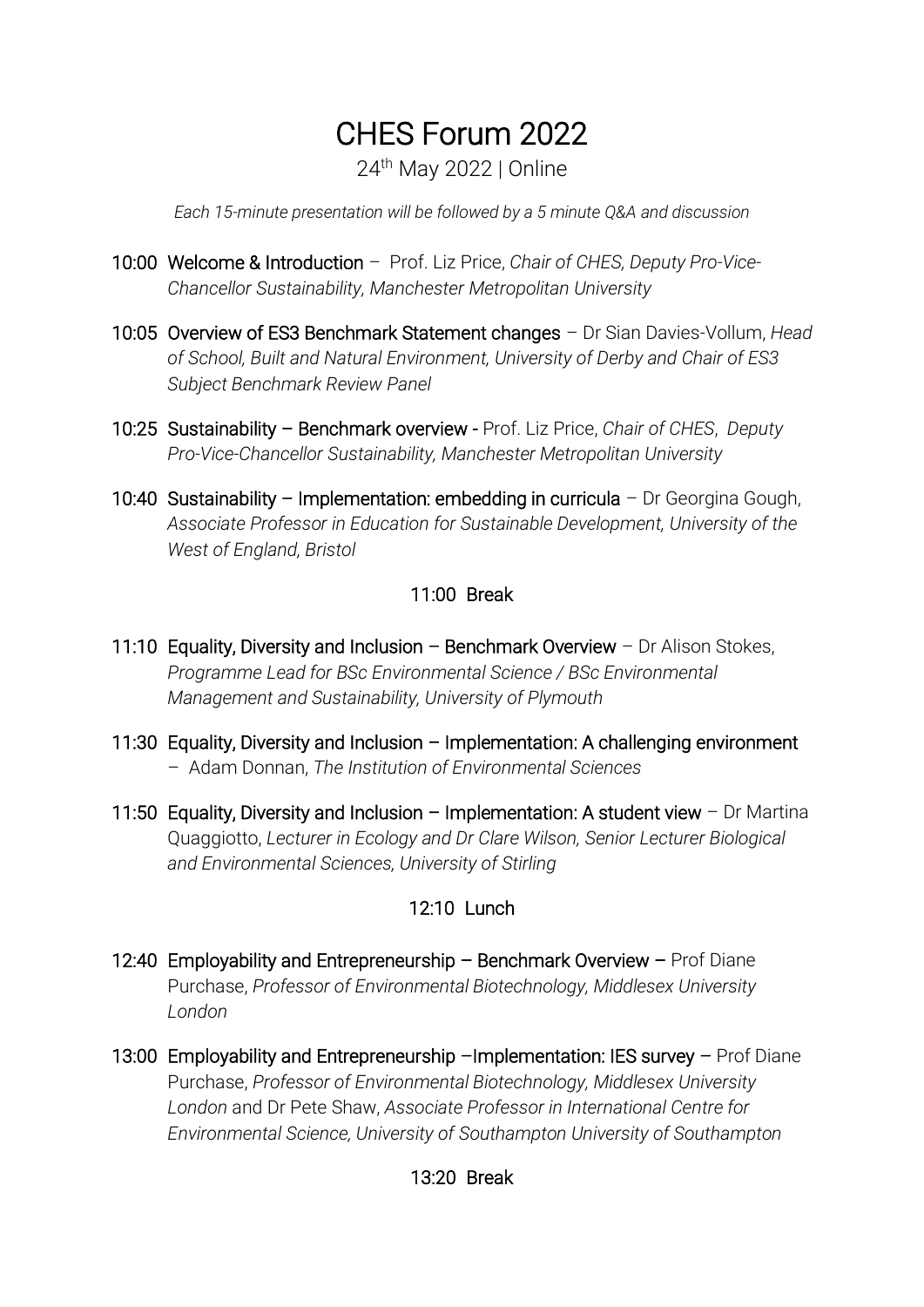# CHES Forum 2022

24th May 2022 | Online

*Each 15-minute presentation will be followed by a 5 minute Q&A and discussion*

**10:00 Welcome & Introduction** – Prof. Liz Price, *Chair of CHES, Deputy Pro-Vice-Chancellor Sustainability, Manchester Metropolitan University*

**10:05 Overview of ES3 Benchmark Statement changes** – Dr Sian Davies-Vollum, *Head of School, Built and Natural Environment, University of Derby and Chair of ES3 Subject Benchmark Review Panel*

**10:25 Sustainability – Benchmark overview** - Prof. Liz Price, *Chair of CHES, Deputy Pro-Vice-Chancellor Sustainability, Manchester Metropolitan University*

**10:40 Sustainability – Implementation: embedding in curricula** – Dr Georgina Gough, *Associate Professor in Education for Sustainable Development, University of the West of England, Bristol*

**11:00 Break**

**11:10 Equality, Diversity and Inclusion – Benchmark Overview** – Dr Alison Stokes, *Programme Lead for BSc Environmental Science / BSc Environmental Management and Sustainability, University of Plymouth*

**11:30 Equality, Diversity and Inclusion – Implementation: A challenging environment** – Adam Donnan, *The Institution of Environmental Sciences*

**11:50 Equality, Diversity and Inclusion – Implementation: A student view** – Dr Martina Quaggiotto, *Lecturer in Ecology and Dr Clare Wilson, Senior Lecturer Biological and Environmental Sciences, University of Stirling*

**12:10 Lunch**

**12:40 Employability and Entrepreneurship – Benchmark Overview** – Prof Diane Purchase, *Professor of Environmental Biotechnology, Middlesex University London*

**13:00 Employability and Entrepreneurship –Implementation: IES survey** – Prof Diane Purchase, *Professor of Environmental Biotechnology, Middlesex University London* and Dr Pete Shaw, *Associate Professor in International Centre for Environmental Science, University of Southampton University of Southampton*

**13:20 Break**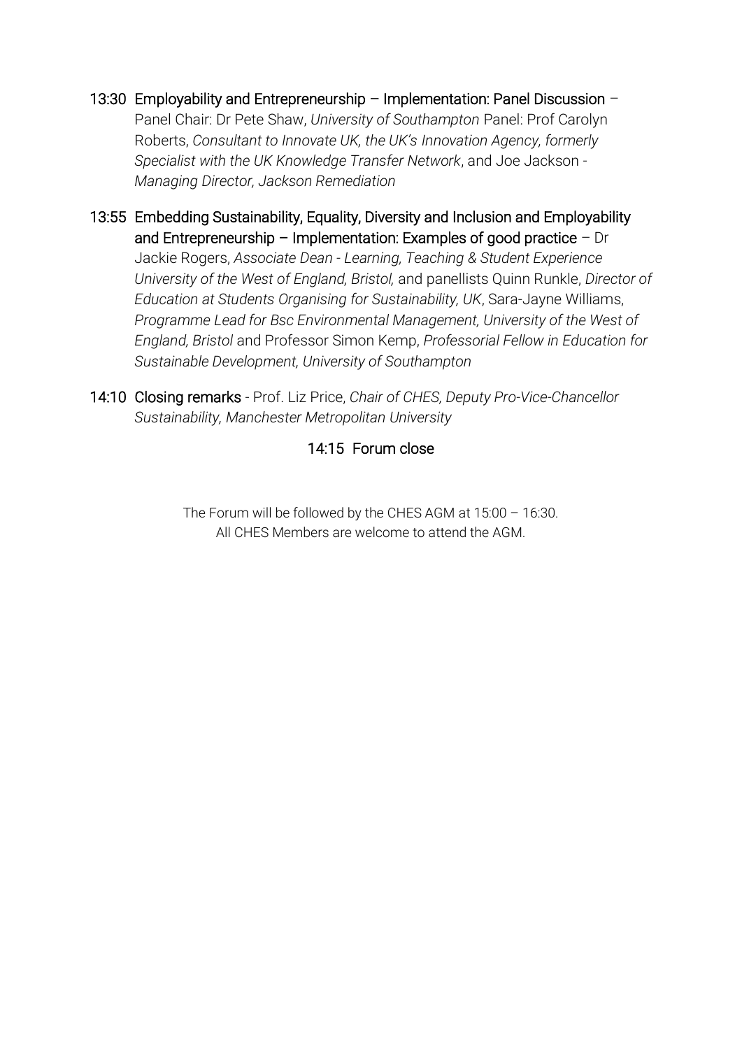**13:30 Employability and Entrepreneurship – Implementation: Panel Discussion** – Panel Chair: Dr Pete Shaw, *University of Southampton* Panel: Prof Carolyn Roberts, *Consultant to Innovate UK, the UK's Innovation Agency, formerly Specialist with the UK Knowledge Transfer Network*, and Joe Jackson - *Managing Director, Jackson Remediation*

**13:55 Embedding Sustainability, Equality, Diversity and Inclusion and Employability and Entrepreneurship – Implementation: Examples of good practice** – Dr Jackie Rogers, *Associate Dean - Learning, Teaching & Student Experience University of the West of England, Bristol,* and panellists Quinn Runkle, *Director of Education at Students Organising for Sustainability, UK*, Sara-Jayne Williams, *Programme Lead for Bsc Environmental Management, University of the West of England, Bristol* and Professor Simon Kemp, *Professorial Fellow in Education for Sustainable Development, University of Southampton*

**14:10 Closing remarks** - Prof. Liz Price, *Chair of CHES, Deputy Pro-Vice-Chancellor Sustainability, Manchester Metropolitan University*

**14:15 Forum close**

The Forum will be followed by the CHES AGM at 15:00 – 16:30.
All CHES Members are welcome to attend the AGM.